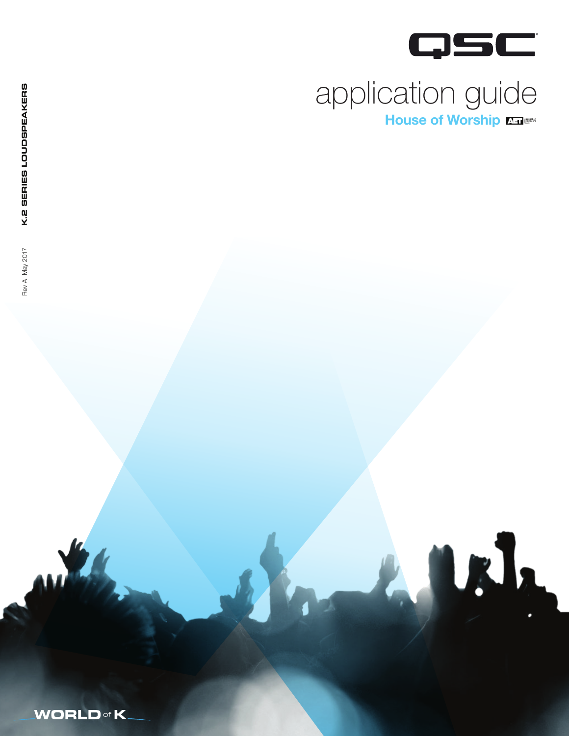QSC

# application guide

## House of Worship

K.2 SERIES LOUDSPEAKERS

Rev A May 2017

WORLD of K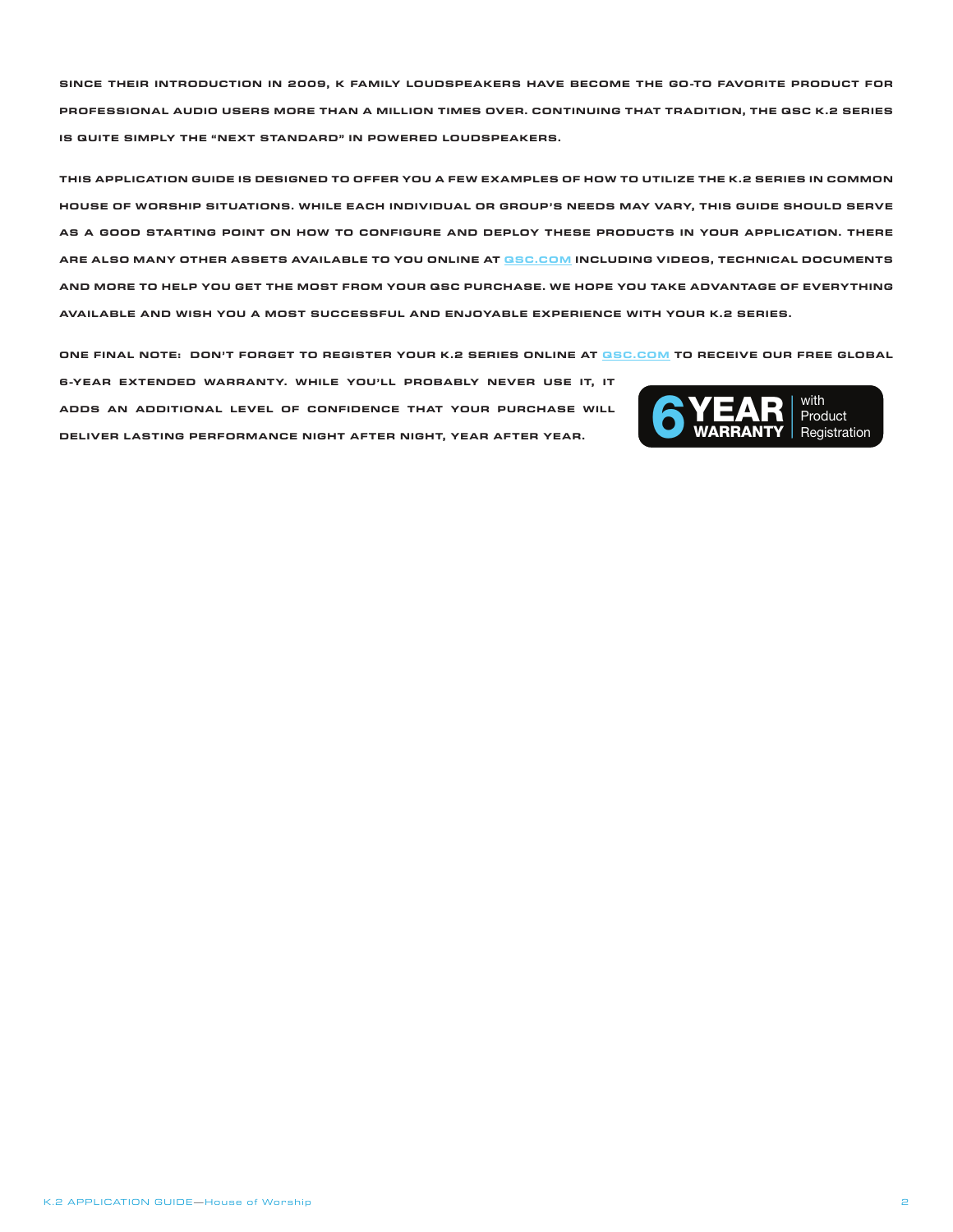SINCE THEIR INTRODUCTION IN 2009, K FAMILY LOUDSPEAKERS HAVE BECOME THE GO-TO FAVORITE PRODUCT FOR PROFESSIONAL AUDIO USERS MORE THAN A MILLION TIMES OVER. CONTINUING THAT TRADITION, THE QSC K.2 SERIES IS QUITE SIMPLY THE "NEXT STANDARD" IN POWERED LOUDSPEAKERS.

THIS APPLICATION GUIDE IS DESIGNED TO OFFER YOU A FEW EXAMPLES OF HOW TO UTILIZE THE K.2 SERIES IN COMMON HOUSE OF WORSHIP SITUATIONS. WHILE EACH INDIVIDUAL OR GROUP'S NEEDS MAY VARY, THIS GUIDE SHOULD SERVE AS A GOOD STARTING POINT ON HOW TO CONFIGURE AND DEPLOY THESE PRODUCTS IN YOUR APPLICATION. THERE ARE ALSO MANY OTHER ASSETS AVAILABLE TO YOU ONLINE AT QSC.COM INCLUDING VIDEOS, TECHNICAL DOCUMENTS AND MORE TO HELP YOU GET THE MOST FROM YOUR QSC PURCHASE. WE HOPE YOU TAKE ADVANTAGE OF EVERYTHING AVAILABLE AND WISH YOU A MOST SUCCESSFUL AND ENJOYABLE EXPERIENCE WITH YOUR K.2 SERIES.

ONE FINAL NOTE: DON'T FORGET TO REGISTER YOUR K.2 SERIES ONLINE AT QSC.COM TO RECEIVE OUR FREE GLOBAL 6-YEAR EXTENDED WARRANTY. WHILE YOU'LL PROBABLY NEVER USE IT, IT ADDS AN ADDITIONAL LEVEL OF CONFIDENCE THAT YOUR PURCHASE WILL DELIVER LASTING PERFORMANCE NIGHT AFTER NIGHT, YEAR AFTER YEAR.

6 YEAR WARRANTY with Product Registration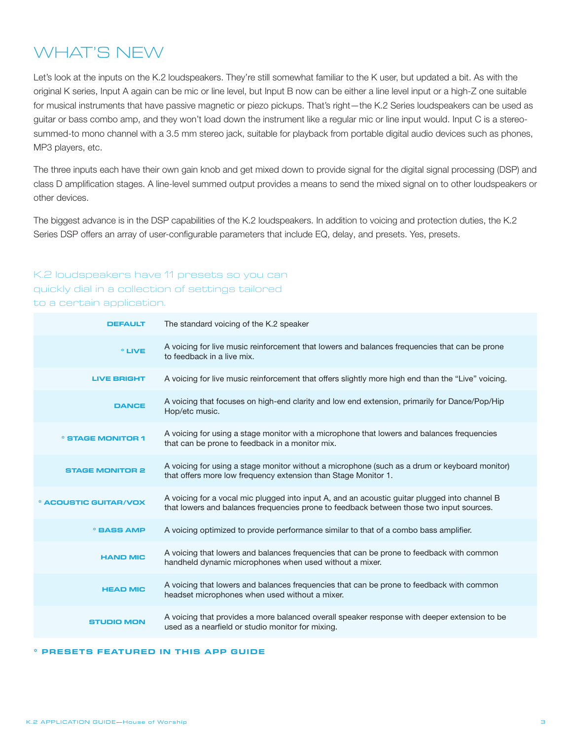# WHAT'S NEW

Let's look at the inputs on the K.2 loudspeakers. They're still somewhat familiar to the K user, but updated a bit. As with the original K series, Input A again can be mic or line level, but Input B now can be either a line level input or a high-Z one suitable for musical instruments that have passive magnetic or piezo pickups. That's right—the K.2 Series loudspeakers can be used as guitar or bass combo amp, and they won't load down the instrument like a regular mic or line input would. Input C is a stereo-summed-to mono channel with a 3.5 mm stereo jack, suitable for playback from portable digital audio devices such as phones, MP3 players, etc.

The three inputs each have their own gain knob and get mixed down to provide signal for the digital signal processing (DSP) and class D amplification stages. A line-level summed output provides a means to send the mixed signal on to other loudspeakers or other devices.

The biggest advance is in the DSP capabilities of the K.2 loudspeakers. In addition to voicing and protection duties, the K.2 Series DSP offers an array of user-configurable parameters that include EQ, delay, and presets. Yes, presets.

K.2 loudspeakers have 11 presets so you can quickly dial in a collection of settings tailored to a certain application.

| Preset | Description |
|---|---|
| **DEFAULT** | The standard voicing of the K.2 speaker |
| **\* LIVE** | A voicing for live music reinforcement that lowers and balances frequencies that can be prone to feedback in a live mix. |
| **LIVE BRIGHT** | A voicing for live music reinforcement that offers slightly more high end than the "Live" voicing. |
| **DANCE** | A voicing that focuses on high-end clarity and low end extension, primarily for Dance/Pop/Hip Hop/etc music. |
| **\* STAGE MONITOR 1** | A voicing for using a stage monitor with a microphone that lowers and balances frequencies that can be prone to feedback in a monitor mix. |
| **STAGE MONITOR 2** | A voicing for using a stage monitor without a microphone (such as a drum or keyboard monitor) that offers more low frequency extension than Stage Monitor 1. |
| **\* ACOUSTIC GUITAR/VOX** | A voicing for a vocal mic plugged into input A, and an acoustic guitar plugged into channel B that lowers and balances frequencies prone to feedback between those two input sources. |
| **\* BASS AMP** | A voicing optimized to provide performance similar to that of a combo bass amplifier. |
| **HAND MIC** | A voicing that lowers and balances frequencies that can be prone to feedback with common handheld dynamic microphones when used without a mixer. |
| **HEAD MIC** | A voicing that lowers and balances frequencies that can be prone to feedback with common headset microphones when used without a mixer. |
| **STUDIO MON** | A voicing that provides a more balanced overall speaker response with deeper extension to be used as a nearfield or studio monitor for mixing. |

**\* PRESETS FEATURED IN THIS APP GUIDE**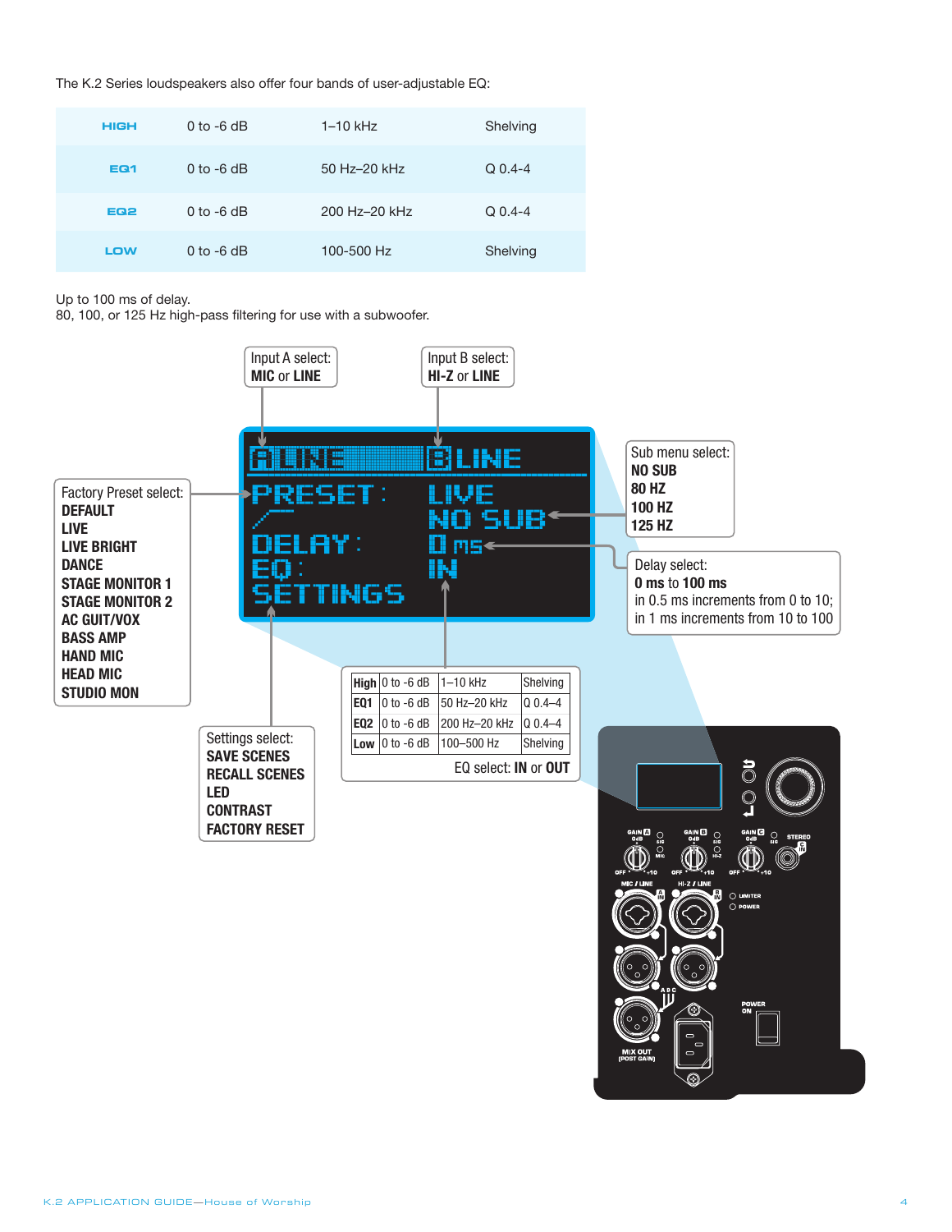The K.2 Series loudspeakers also offer four bands of user-adjustable EQ:

| HIGH | 0 to -6 dB | 1–10 kHz | Shelving |
|---|---|---|---|
| EQ1 | 0 to -6 dB | 50 Hz–20 kHz | Q 0.4-4 |
| EQ2 | 0 to -6 dB | 200 Hz–20 kHz | Q 0.4-4 |
| LOW | 0 to -6 dB | 100-500 Hz | Shelving |

Up to 100 ms of delay.
80, 100, or 125 Hz high-pass filtering for use with a subwoofer.

Input A select: **MIC** or **LINE**

Input B select: **HI-Z** or **LINE**

Sub menu select:
**NO SUB**
**80 HZ**
**100 HZ**
**125 HZ**

Delay select:
**0 ms** to **100 ms**
in 0.5 ms increments from 0 to 10;
in 1 ms increments from 10 to 100

Factory Preset select:
**DEFAULT**
**LIVE**
**LIVE BRIGHT**
**DANCE**
**STAGE MONITOR 1**
**STAGE MONITOR 2**
**AC GUIT/VOX**
**BASS AMP**
**HAND MIC**
**HEAD MIC**
**STUDIO MON**

Settings select:
**SAVE SCENES**
**RECALL SCENES**
**LED**
**CONTRAST**
**FACTORY RESET**

| High | 0 to -6 dB | 1–10 kHz | Shelving |
|---|---|---|---|
| EQ1 | 0 to -6 dB | 50 Hz–20 kHz | Q 0.4–4 |
| EQ2 | 0 to -6 dB | 200 Hz–20 kHz | Q 0.4–4 |
| Low | 0 to -6 dB | 100–500 Hz | Shelving |

EQ select: **IN** or **OUT**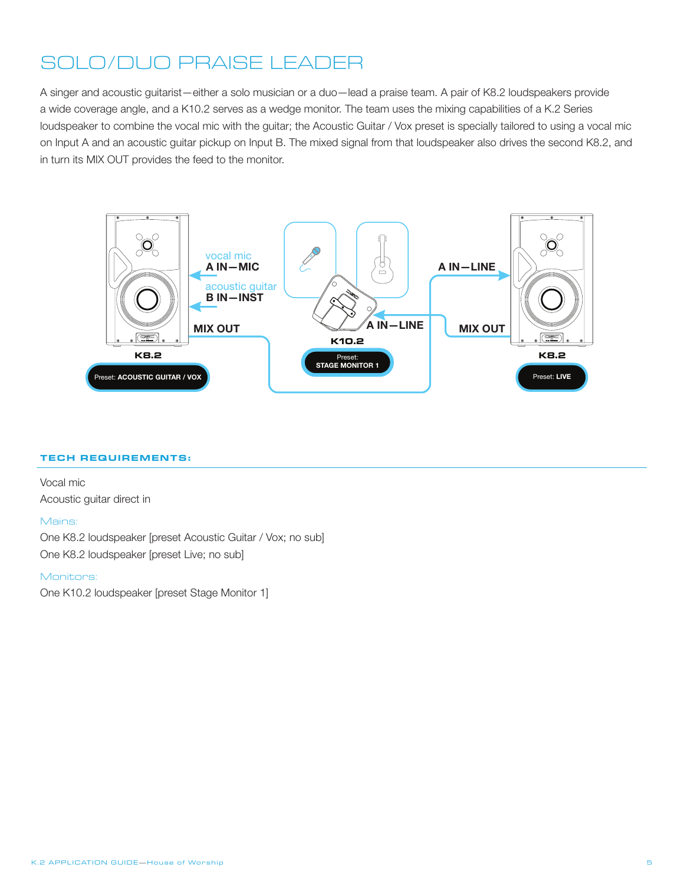# SOLO/DUO PRAISE LEADER

A singer and acoustic guitarist—either a solo musician or a duo—lead a praise team. A pair of K8.2 loudspeakers provide a wide coverage angle, and a K10.2 serves as a wedge monitor. The team uses the mixing capabilities of a K.2 Series loudspeaker to combine the vocal mic with the guitar; the Acoustic Guitar / Vox preset is specially tailored to using a vocal mic on Input A and an acoustic guitar pickup on Input B. The mixed signal from that loudspeaker also drives the second K8.2, and in turn its MIX OUT provides the feed to the monitor.

vocal mic
A IN—MIC

acoustic guitar
B IN—INST

MIX OUT

K8.2

Preset: ACOUSTIC GUITAR / VOX

A IN—LINE

K10.2

Preset: STAGE MONITOR 1

A IN—LINE

MIX OUT

K8.2

Preset: LIVE

### TECH REQUIREMENTS:

Vocal mic
Acoustic guitar direct in

Mains:

One K8.2 loudspeaker [preset Acoustic Guitar / Vox; no sub]
One K8.2 loudspeaker [preset Live; no sub]

Monitors:

One K10.2 loudspeaker [preset Stage Monitor 1]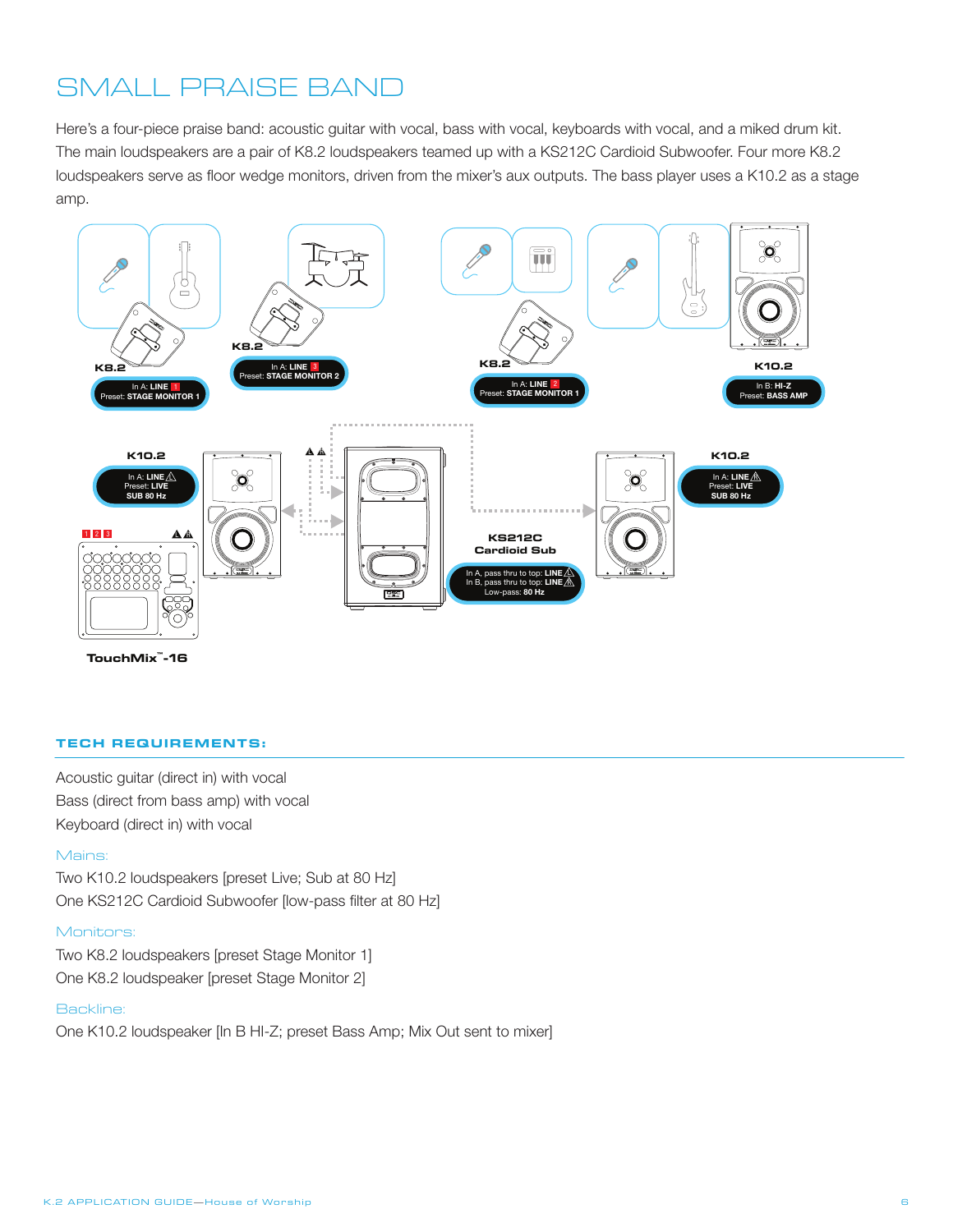# SMALL PRAISE BAND

Here's a four-piece praise band: acoustic guitar with vocal, bass with vocal, keyboards with vocal, and a miked drum kit. The main loudspeakers are a pair of K8.2 loudspeakers teamed up with a KS212C Cardioid Subwoofer. Four more K8.2 loudspeakers serve as floor wedge monitors, driven from the mixer's aux outputs. The bass player uses a K10.2 as a stage amp.

K8.2
In A: LINE 1
Preset: STAGE MONITOR 1

K8.2
In A: LINE 3
Preset: STAGE MONITOR 2

K8.2
In A: LINE 2
Preset: STAGE MONITOR 1

K10.2
In B: HI-Z
Preset: BASS AMP

K10.2
In A: LINE
Preset: LIVE
SUB 80 Hz

KS212C
Cardioid Sub
In A, pass thru to top: LINE
In B, pass thru to top: LINE
Low-pass: 80 Hz

K10.2
In A: LINE
Preset: LIVE
SUB 80 Hz

1 2 3

TouchMix™-16

## TECH REQUIREMENTS:

Acoustic guitar (direct in) with vocal
Bass (direct from bass amp) with vocal
Keyboard (direct in) with vocal

### Mains:

Two K10.2 loudspeakers [preset Live; Sub at 80 Hz]
One KS212C Cardioid Subwoofer [low-pass filter at 80 Hz]

### Monitors:

Two K8.2 loudspeakers [preset Stage Monitor 1]
One K8.2 loudspeaker [preset Stage Monitor 2]

### Backline:

One K10.2 loudspeaker [In B HI-Z; preset Bass Amp; Mix Out sent to mixer]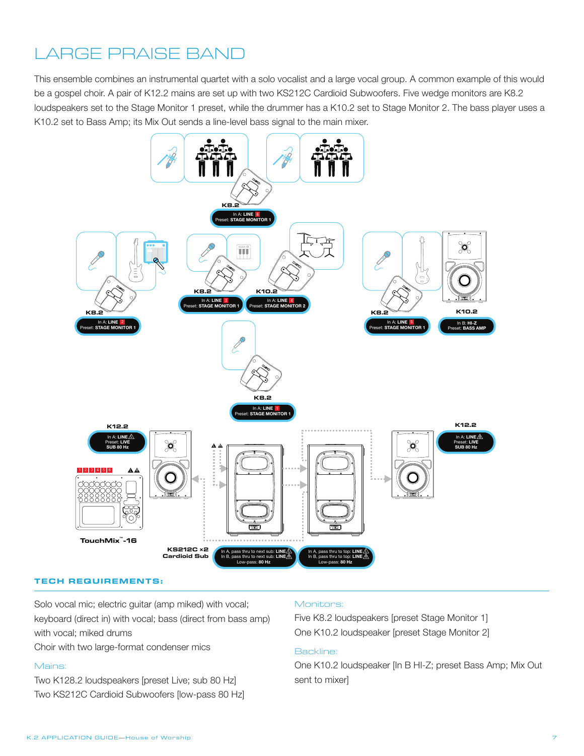# LARGE PRAISE BAND

This ensemble combines an instrumental quartet with a solo vocalist and a large vocal group. A common example of this would be a gospel choir. A pair of K12.2 mains are set up with two KS212C Cardioid Subwoofers. Five wedge monitors are K8.2 loudspeakers set to the Stage Monitor 1 preset, while the drummer has a K10.2 set to Stage Monitor 2. The bass player uses a K10.2 set to Bass Amp; its Mix Out sends a line-level bass signal to the main mixer.

K8.2
In A: LINE 6
Preset: STAGE MONITOR 1

K8.2
In A: LINE 2
Preset: STAGE MONITOR 1

K8.2
In A: LINE 3
Preset: STAGE MONITOR 1

K10.2
In A: LINE 4
Preset: STAGE MONITOR 2

K8.2
In A: LINE 5
Preset: STAGE MONITOR 1

K10.2
In B: HI-Z
Preset: BASS AMP

K8.2
In A: LINE 1
Preset: STAGE MONITOR 1

K12.2
In A: LINE
Preset: LIVE
SUB 80 Hz

K12.2
In A: LINE
Preset: LIVE
SUB 80 Hz

TouchMix™-16

KS212C x2
Cardioid Sub

In A, pass thru to next sub: LINE
In B, pass thru to next sub: LINE
Low-pass: 80 Hz

In A, pass thru to top: LINE
In B, pass thru to top: LINE
Low-pass: 80 Hz

## TECH REQUIREMENTS:

Solo vocal mic; electric guitar (amp miked) with vocal; keyboard (direct in) with vocal; bass (direct from bass amp) with vocal; miked drums

Choir with two large-format condenser mics

### Mains:

Two K128.2 loudspeakers [preset Live; sub 80 Hz]
Two KS212C Cardioid Subwoofers [low-pass 80 Hz]

### Monitors:

Five K8.2 loudspeakers [preset Stage Monitor 1]
One K10.2 loudspeaker [preset Stage Monitor 2]

### Backline:

One K10.2 loudspeaker [In B HI-Z; preset Bass Amp; Mix Out sent to mixer]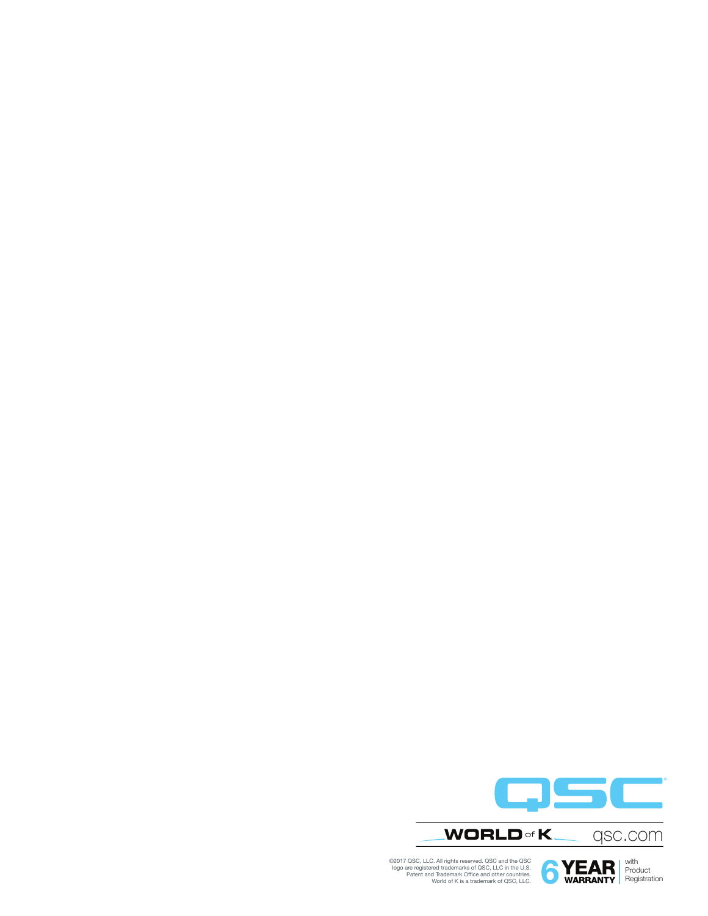QSC

WORLD of K

qsc.com

©2017 QSC, LLC. All rights reserved. QSC and the QSC logo are registered trademarks of QSC, LLC in the U.S. Patent and Trademark Office and other countries. World of K is a trademark of QSC, LLC.

6 YEAR WARRANTY with Product Registration